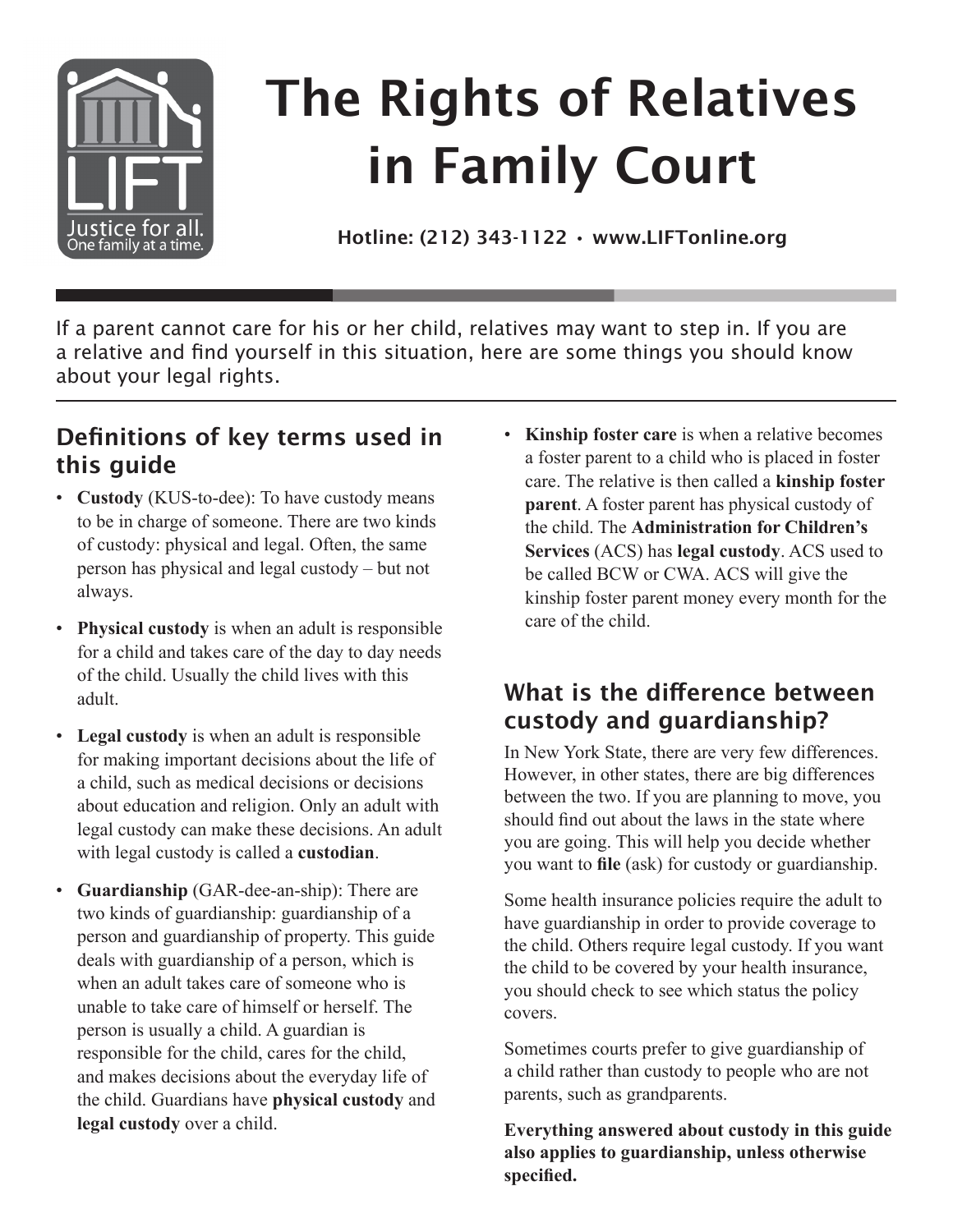# The Rights of Relatives in Family Court

**Hotline: (212) 343-1122 • www.LIFTonline.org**

If a parent cannot care for his or her child, relatives may want to step in. If you are a relative and find yourself in this situation, here are some things you should know about your legal rights.

## Definitions of key terms used in this guide

- **Custody** (KUS-to-dee): To have custody means to be in charge of someone. There are two kinds of custody: physical and legal. Often, the same person has physical and legal custody – but not always.
- **Physical custody** is when an adult is responsible for a child and takes care of the day to day needs of the child. Usually the child lives with this adult.
- **Legal custody** is when an adult is responsible for making important decisions about the life of a child, such as medical decisions or decisions about education and religion. Only an adult with legal custody can make these decisions. An adult with legal custody is called a **custodian**.
- **Guardianship** (GAR-dee-an-ship): There are two kinds of guardianship: guardianship of a person and guardianship of property. This guide deals with guardianship of a person, which is when an adult takes care of someone who is unable to take care of himself or herself. The person is usually a child. A guardian is responsible for the child, cares for the child, and makes decisions about the everyday life of the child. Guardians have **physical custody** and **legal custody** over a child.
- **Kinship foster care** is when a relative becomes a foster parent to a child who is placed in foster care. The relative is then called a **kinship foster parent**. A foster parent has physical custody of the child. The **Administration for Children's Services** (ACS) has **legal custody**. ACS used to be called BCW or CWA. ACS will give the kinship foster parent money every month for the care of the child.

## What is the difference between custody and guardianship?

In New York State, there are very few differences. However, in other states, there are big differences between the two. If you are planning to move, you should find out about the laws in the state where you are going. This will help you decide whether you want to **file** (ask) for custody or guardianship.

Some health insurance policies require the adult to have guardianship in order to provide coverage to the child. Others require legal custody. If you want the child to be covered by your health insurance, you should check to see which status the policy covers.

Sometimes courts prefer to give guardianship of a child rather than custody to people who are not parents, such as grandparents.

**Everything answered about custody in this guide also applies to guardianship, unless otherwise specified.**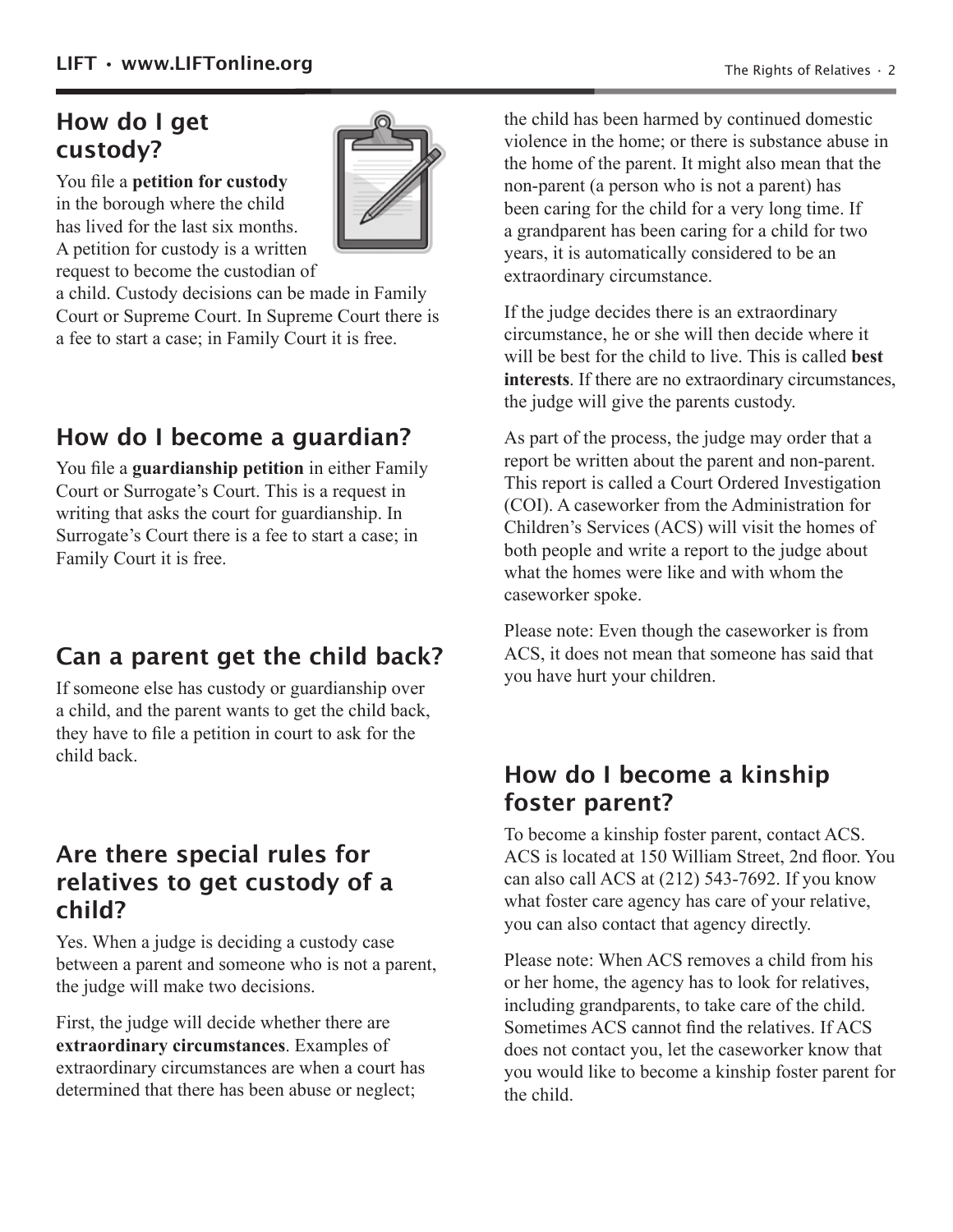## How do I get custody?

You file a **petition for custody** in the borough where the child has lived for the last six months. A petition for custody is a written request to become the custodian of a child. Custody decisions can be made in Family Court or Supreme Court. In Supreme Court there is a fee to start a case; in Family Court it is free.

## How do I become a guardian?

You file a **guardianship petition** in either Family Court or Surrogate's Court. This is a request in writing that asks the court for guardianship. In Surrogate's Court there is a fee to start a case; in Family Court it is free.

## Can a parent get the child back?

If someone else has custody or guardianship over a child, and the parent wants to get the child back, they have to file a petition in court to ask for the child back.

## Are there special rules for relatives to get custody of a child?

Yes. When a judge is deciding a custody case between a parent and someone who is not a parent, the judge will make two decisions.

First, the judge will decide whether there are **extraordinary circumstances**. Examples of extraordinary circumstances are when a court has determined that there has been abuse or neglect; the child has been harmed by continued domestic violence in the home; or there is substance abuse in the home of the parent. It might also mean that the non-parent (a person who is not a parent) has been caring for the child for a very long time. If a grandparent has been caring for a child for two years, it is automatically considered to be an extraordinary circumstance.

If the judge decides there is an extraordinary circumstance, he or she will then decide where it will be best for the child to live. This is called **best interests**. If there are no extraordinary circumstances, the judge will give the parents custody.

As part of the process, the judge may order that a report be written about the parent and non-parent. This report is called a Court Ordered Investigation (COI). A caseworker from the Administration for Children's Services (ACS) will visit the homes of both people and write a report to the judge about what the homes were like and with whom the caseworker spoke.

Please note: Even though the caseworker is from ACS, it does not mean that someone has said that you have hurt your children.

## How do I become a kinship foster parent?

To become a kinship foster parent, contact ACS. ACS is located at 150 William Street, 2nd floor. You can also call ACS at (212) 543-7692. If you know what foster care agency has care of your relative, you can also contact that agency directly.

Please note: When ACS removes a child from his or her home, the agency has to look for relatives, including grandparents, to take care of the child. Sometimes ACS cannot find the relatives. If ACS does not contact you, let the caseworker know that you would like to become a kinship foster parent for the child.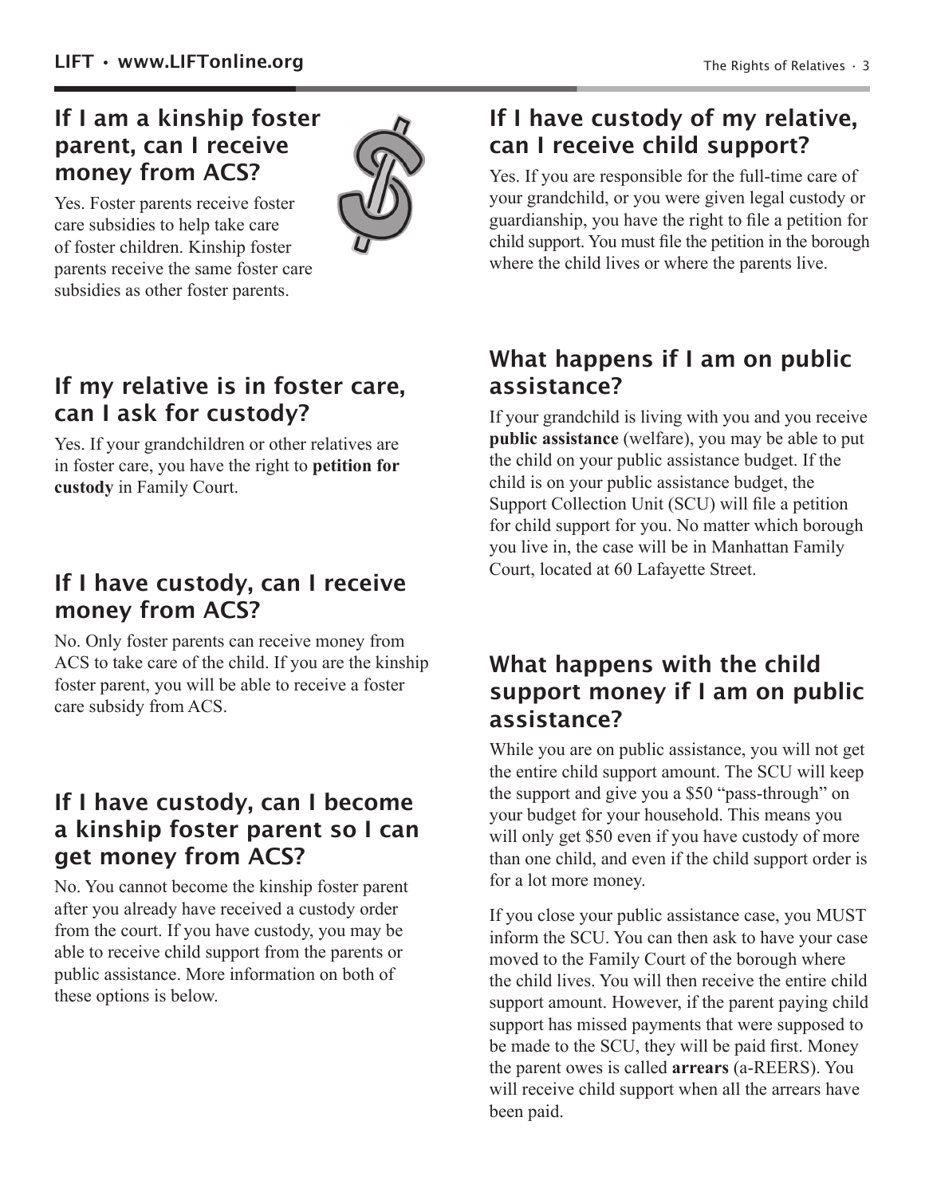## If I am a kinship foster parent, can I receive money from ACS?

Yes. Foster parents receive foster care subsidies to help take care of foster children. Kinship foster parents receive the same foster care subsidies as other foster parents.

## If my relative is in foster care, can I ask for custody?

Yes. If your grandchildren or other relatives are in foster care, you have the right to **petition for custody** in Family Court.

## If I have custody, can I receive money from ACS?

No. Only foster parents can receive money from ACS to take care of the child. If you are the kinship foster parent, you will be able to receive a foster care subsidy from ACS.

## If I have custody, can I become a kinship foster parent so I can get money from ACS?

No. You cannot become the kinship foster parent after you already have received a custody order from the court. If you have custody, you may be able to receive child support from the parents or public assistance. More information on both of these options is below.

## If I have custody of my relative, can I receive child support?

Yes. If you are responsible for the full-time care of your grandchild, or you were given legal custody or guardianship, you have the right to file a petition for child support. You must file the petition in the borough where the child lives or where the parents live.

## What happens if I am on public assistance?

If your grandchild is living with you and you receive **public assistance** (welfare), you may be able to put the child on your public assistance budget. If the child is on your public assistance budget, the Support Collection Unit (SCU) will file a petition for child support for you. No matter which borough you live in, the case will be in Manhattan Family Court, located at 60 Lafayette Street.

## What happens with the child support money if I am on public assistance?

While you are on public assistance, you will not get the entire child support amount. The SCU will keep the support and give you a $50 "pass-through" on your budget for your household. This means you will only get $50 even if you have custody of more than one child, and even if the child support order is for a lot more money.

If you close your public assistance case, you MUST inform the SCU. You can then ask to have your case moved to the Family Court of the borough where the child lives. You will then receive the entire child support amount. However, if the parent paying child support has missed payments that were supposed to be made to the SCU, they will be paid first. Money the parent owes is called **arrears** (a-REERS). You will receive child support when all the arrears have been paid.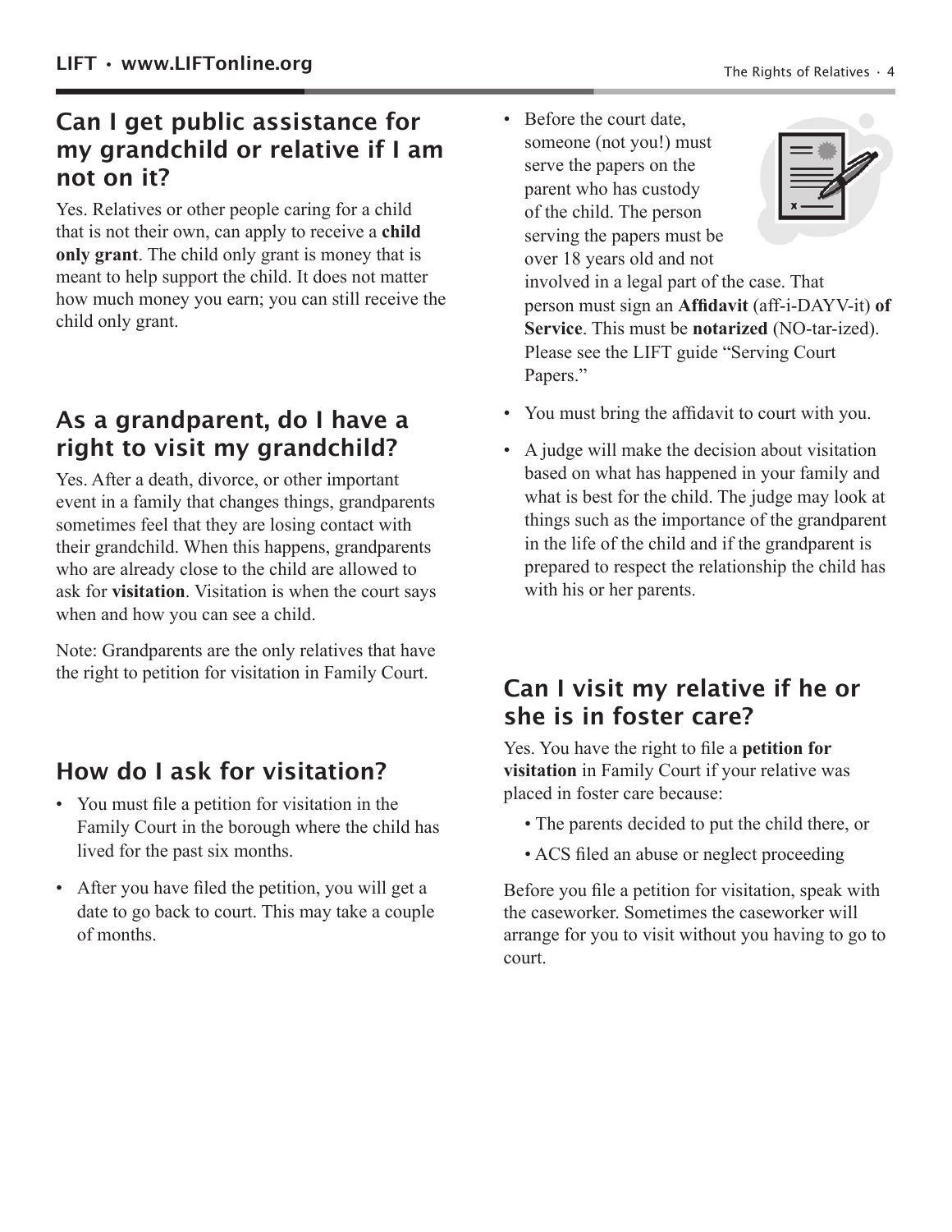## Can I get public assistance for my grandchild or relative if I am not on it?

Yes. Relatives or other people caring for a child that is not their own, can apply to receive a **child only grant**. The child only grant is money that is meant to help support the child. It does not matter how much money you earn; you can still receive the child only grant.

## As a grandparent, do I have a right to visit my grandchild?

Yes. After a death, divorce, or other important event in a family that changes things, grandparents sometimes feel that they are losing contact with their grandchild. When this happens, grandparents who are already close to the child are allowed to ask for **visitation**. Visitation is when the court says when and how you can see a child.

Note: Grandparents are the only relatives that have the right to petition for visitation in Family Court.

## How do I ask for visitation?

- You must file a petition for visitation in the Family Court in the borough where the child has lived for the past six months.
- After you have filed the petition, you will get a date to go back to court. This may take a couple of months.
- Before the court date, someone (not you!) must serve the papers on the parent who has custody of the child. The person serving the papers must be over 18 years old and not involved in a legal part of the case. That person must sign an **Affidavit** (aff-i-DAYV-it) **of Service**. This must be **notarized** (NO-tar-ized). Please see the LIFT guide "Serving Court Papers."
- You must bring the affidavit to court with you.
- A judge will make the decision about visitation based on what has happened in your family and what is best for the child. The judge may look at things such as the importance of the grandparent in the life of the child and if the grandparent is prepared to respect the relationship the child has with his or her parents.

## Can I visit my relative if he or she is in foster care?

Yes. You have the right to file a **petition for visitation** in Family Court if your relative was placed in foster care because:

- The parents decided to put the child there, or
- ACS filed an abuse or neglect proceeding

Before you file a petition for visitation, speak with the caseworker. Sometimes the caseworker will arrange for you to visit without you having to go to court.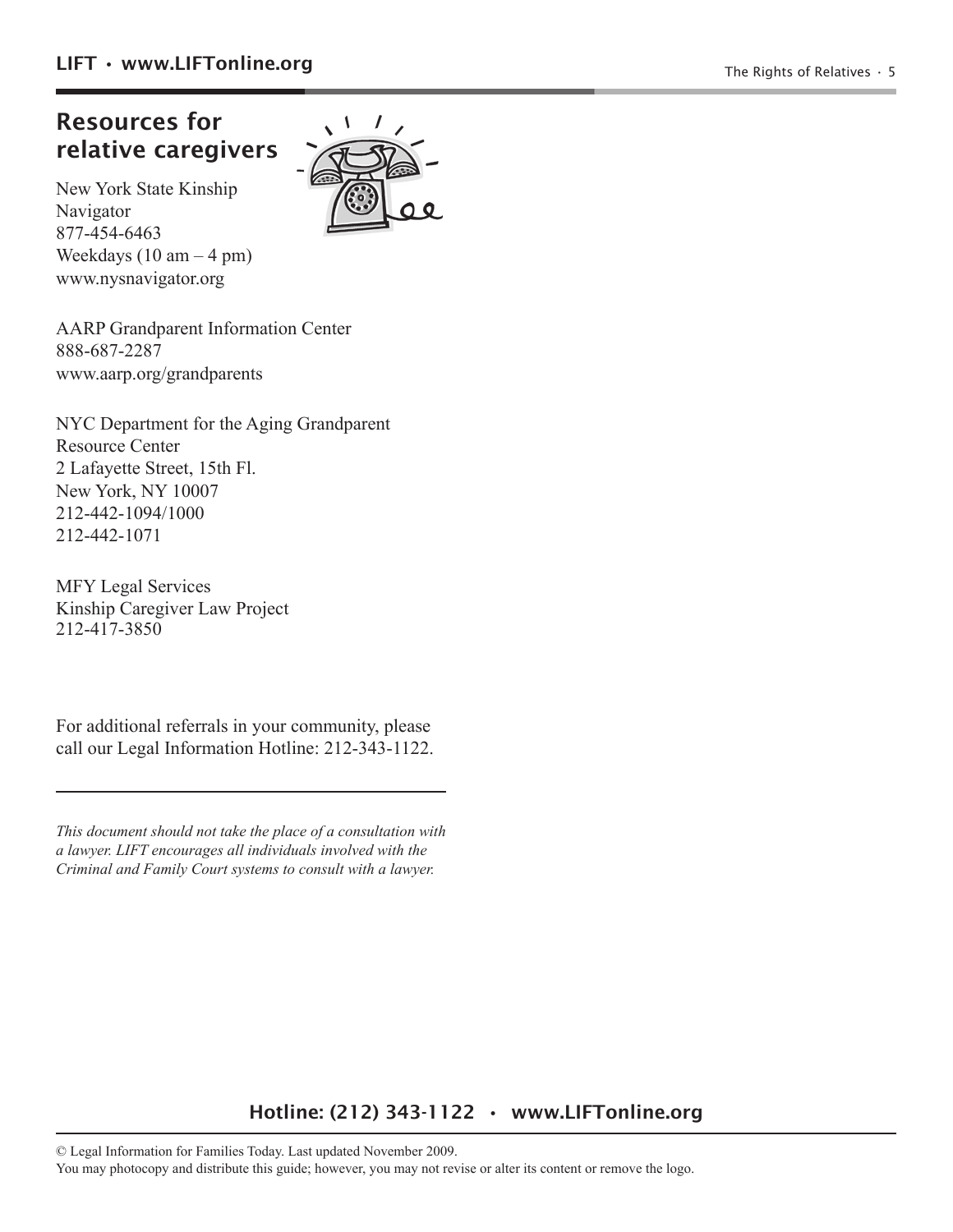## Resources for relative caregivers

New York State Kinship Navigator
877-454-6463
Weekdays (10 am – 4 pm)
www.nysnavigator.org

AARP Grandparent Information Center
888-687-2287
www.aarp.org/grandparents

NYC Department for the Aging Grandparent Resource Center
2 Lafayette Street, 15th Fl.
New York, NY 10007
212-442-1094/1000
212-442-1071

MFY Legal Services
Kinship Caregiver Law Project
212-417-3850

For additional referrals in your community, please call our Legal Information Hotline: 212-343-1122.

---

*This document should not take the place of a consultation with a lawyer. LIFT encourages all individuals involved with the Criminal and Family Court systems to consult with a lawyer.*

**Hotline: (212) 343-1122 • www.LIFTonline.org**

© Legal Information for Families Today. Last updated November 2009.
You may photocopy and distribute this guide; however, you may not revise or alter its content or remove the logo.